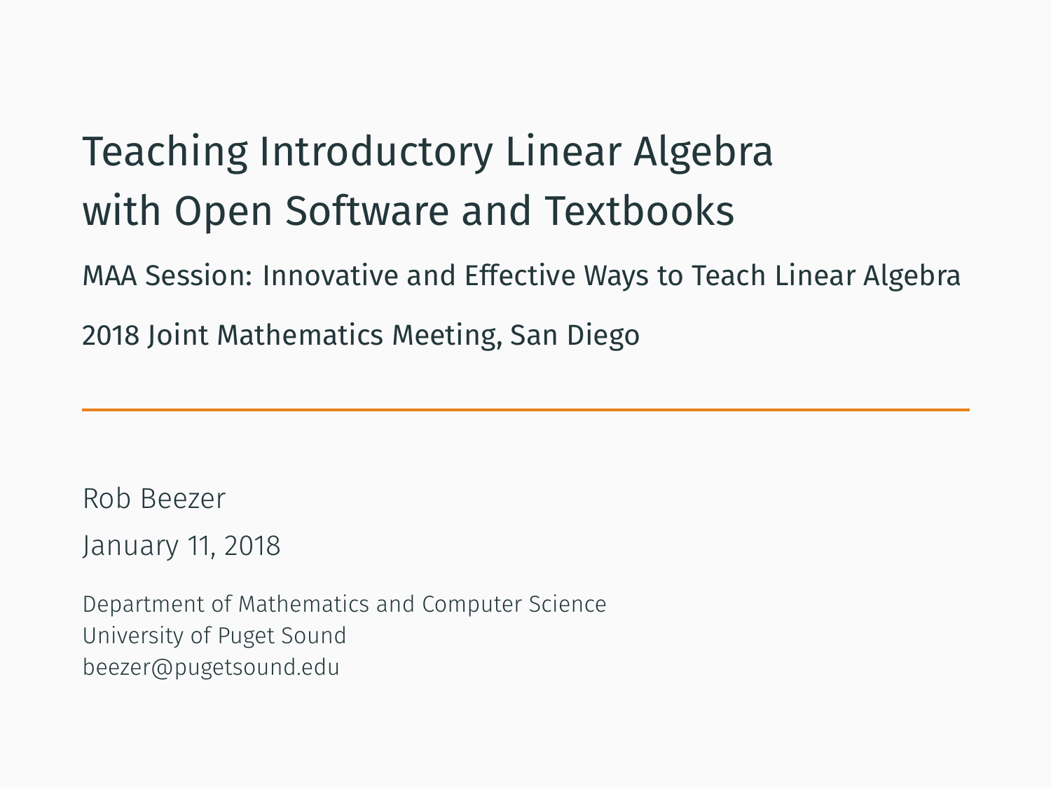# Teaching Introductory Linear Algebra with Open Software and Textbooks

MAA Session: Innovative and Effective Ways to Teach Linear Algebra

2018 Joint Mathematics Meeting, San Diego

---

Rob Beezer

January 11, 2018

Department of Mathematics and Computer Science
University of Puget Sound
beezer@pugetsound.edu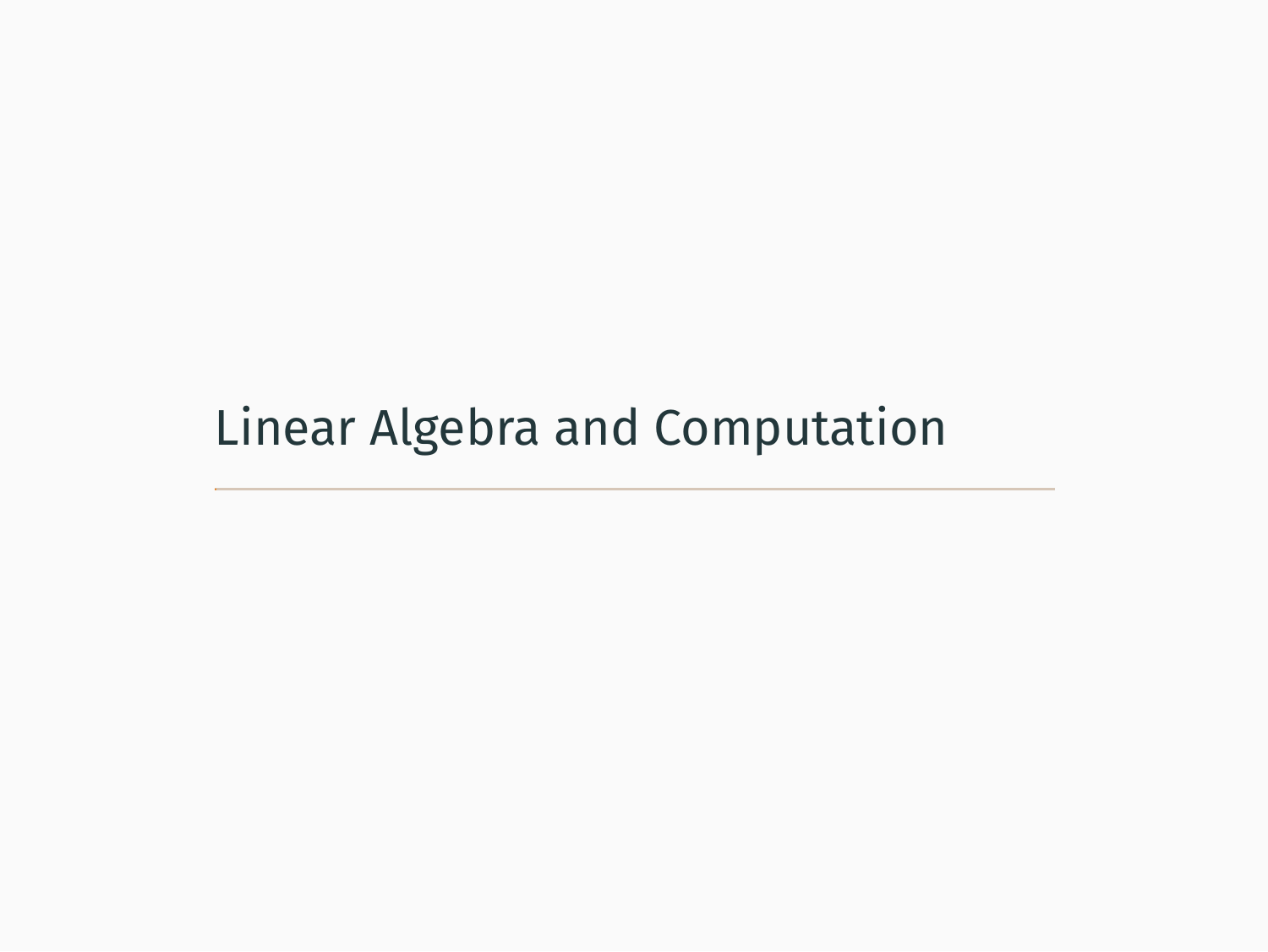# Linear Algebra and Computation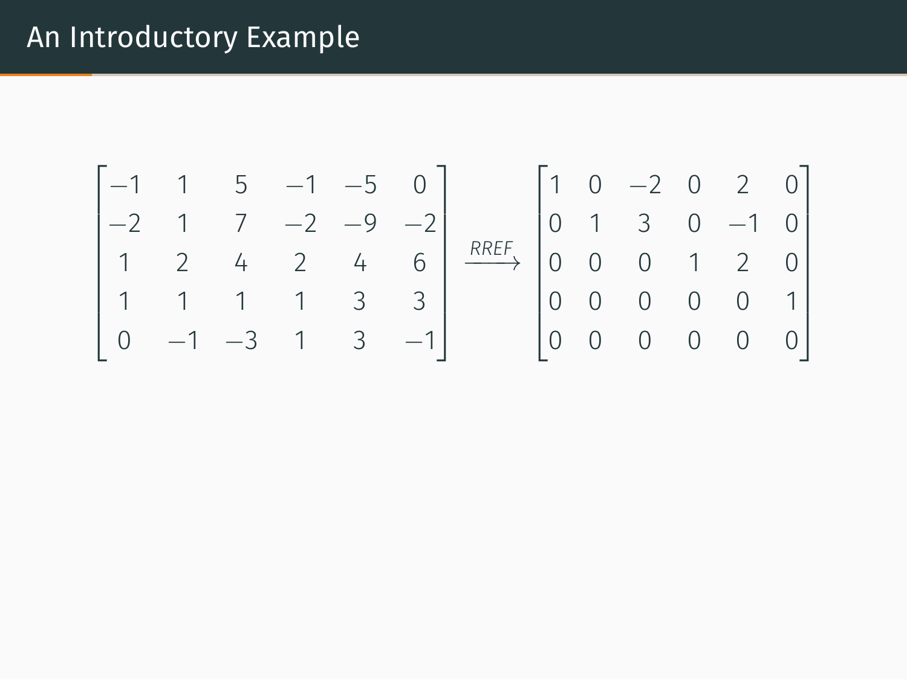# An Introductory Example

$$
\begin{bmatrix}
-1 & 1 & 5 & -1 & -5 & 0 \\
-2 & 1 & 7 & -2 & -9 & -2 \\
1 & 2 & 4 & 2 & 4 & 6 \\
1 & 1 & 1 & 1 & 3 & 3 \\
0 & -1 & -3 & 1 & 3 & -1
\end{bmatrix}
\xrightarrow{RREF}
\begin{bmatrix}
1 & 0 & -2 & 0 & 2 & 0 \\
0 & 1 & 3 & 0 & -1 & 0 \\
0 & 0 & 0 & 1 & 2 & 0 \\
0 & 0 & 0 & 0 & 0 & 1 \\
0 & 0 & 0 & 0 & 0 & 0
\end{bmatrix}
$$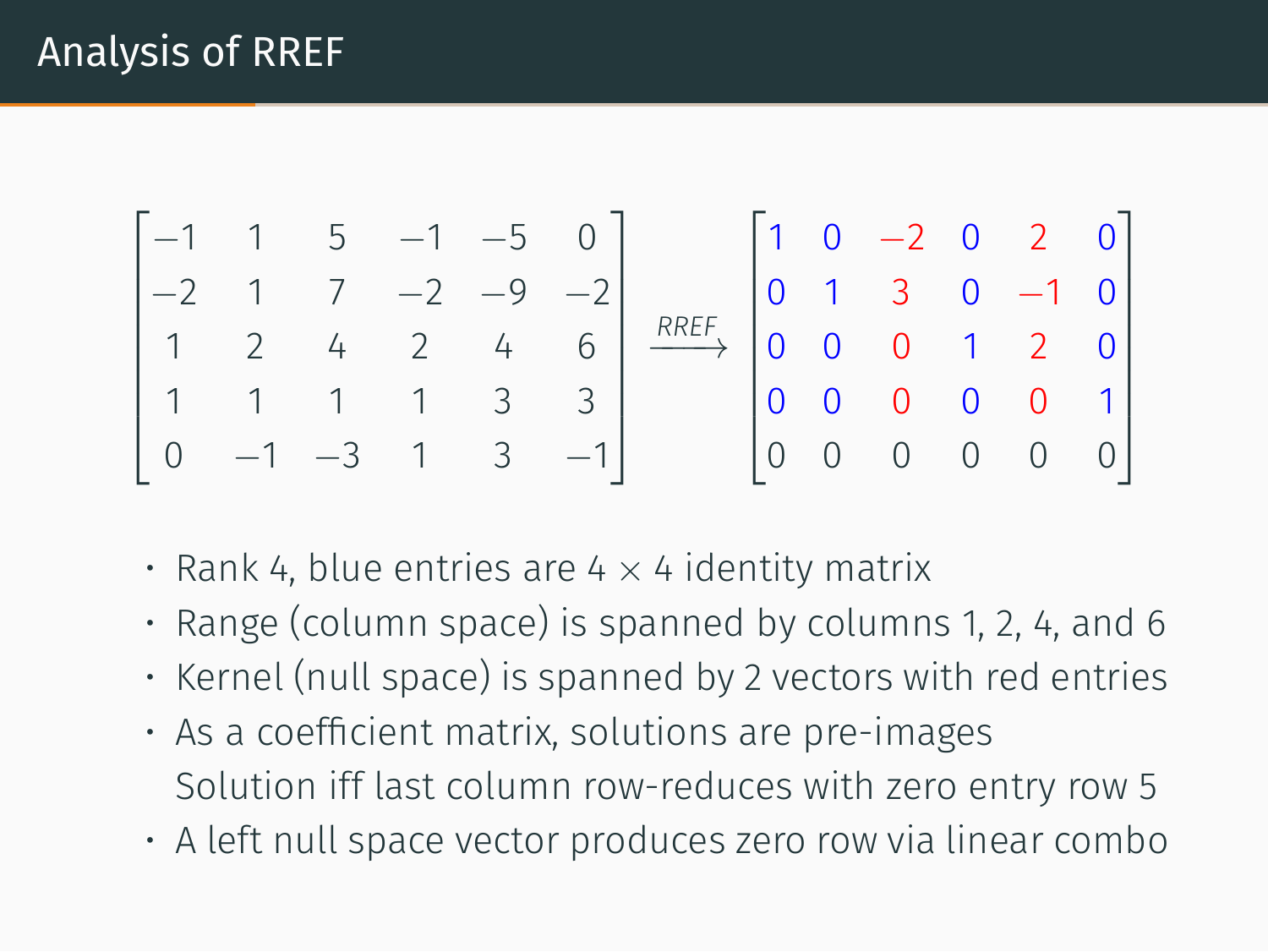# Analysis of RREF

$$
\begin{bmatrix}
-1 & 1 & 5 & -1 & -5 & 0 \\
-2 & 1 & 7 & -2 & -9 & -2 \\
1 & 2 & 4 & 2 & 4 & 6 \\
1 & 1 & 1 & 1 & 3 & 3 \\
0 & -1 & -3 & 1 & 3 & -1
\end{bmatrix}
\xrightarrow{RREF}
\begin{bmatrix}
{\color{blue}1} & {\color{blue}0} & {\color{red}-2} & {\color{blue}0} & {\color{red}2} & {\color{blue}0} \\
{\color{blue}0} & {\color{blue}1} & {\color{red}3} & {\color{blue}0} & {\color{red}-1} & {\color{blue}0} \\
{\color{blue}0} & {\color{blue}0} & {\color{red}0} & {\color{blue}1} & {\color{red}2} & {\color{blue}0} \\
{\color{blue}0} & {\color{blue}0} & {\color{red}0} & {\color{blue}0} & {\color{red}0} & {\color{blue}1} \\
0 & 0 & 0 & 0 & 0 & 0
\end{bmatrix}
$$

- Rank 4, blue entries are $4 \times 4$ identity matrix
- Range (column space) is spanned by columns 1, 2, 4, and 6
- Kernel (null space) is spanned by 2 vectors with red entries
- As a coefficient matrix, solutions are pre-images
  Solution iff last column row-reduces with zero entry row 5
- A left null space vector produces zero row via linear combo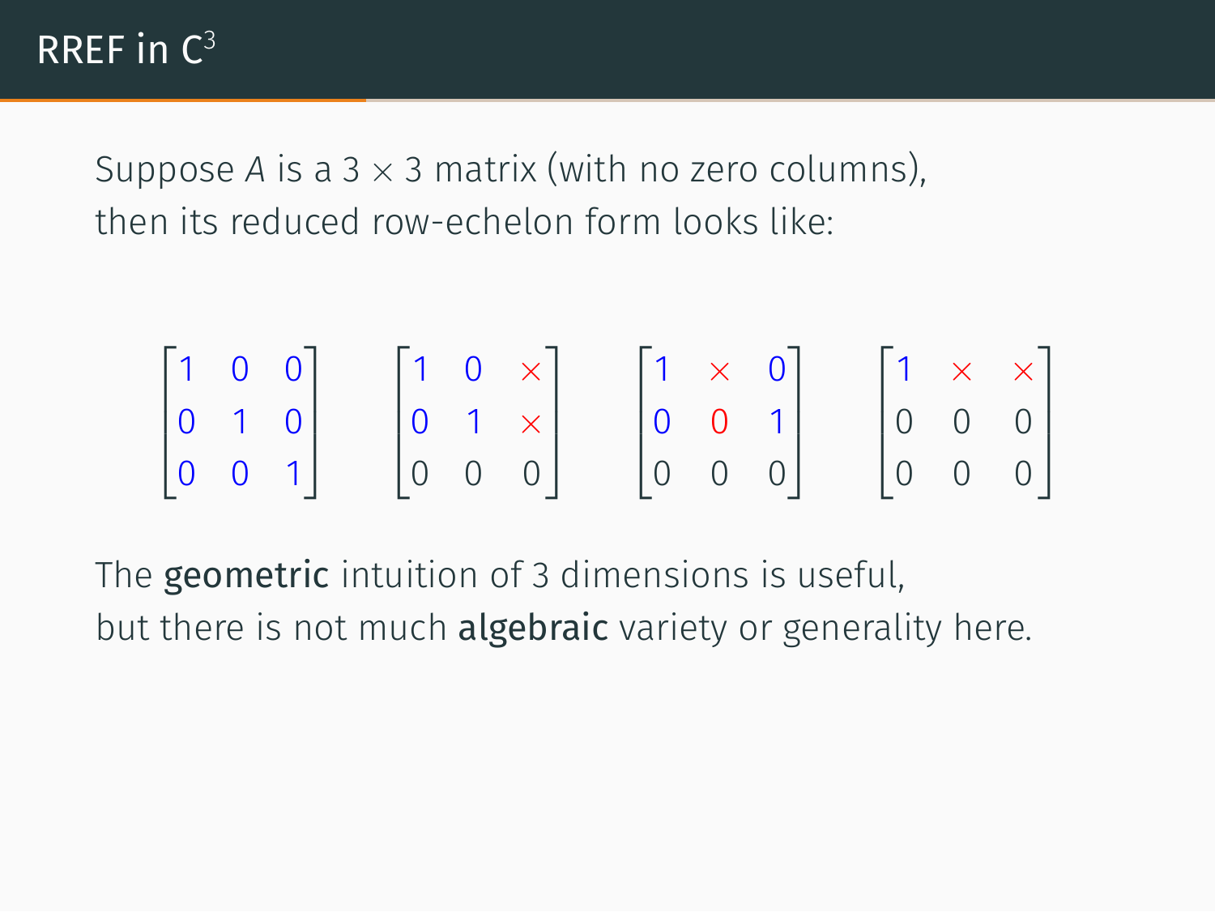# RREF in $C^3$

Suppose $A$ is a $3 \times 3$ matrix (with no zero columns), then its reduced row-echelon form looks like:

$$
\begin{bmatrix} 1 & 0 & 0 \\ 0 & 1 & 0 \\ 0 & 0 & 1 \end{bmatrix}
\quad
\begin{bmatrix} 1 & 0 & \times \\ 0 & 1 & \times \\ 0 & 0 & 0 \end{bmatrix}
\quad
\begin{bmatrix} 1 & \times & 0 \\ 0 & 0 & 1 \\ 0 & 0 & 0 \end{bmatrix}
\quad
\begin{bmatrix} 1 & \times & \times \\ 0 & 0 & 0 \\ 0 & 0 & 0 \end{bmatrix}
$$

The **geometric** intuition of 3 dimensions is useful, but there is not much **algebraic** variety or generality here.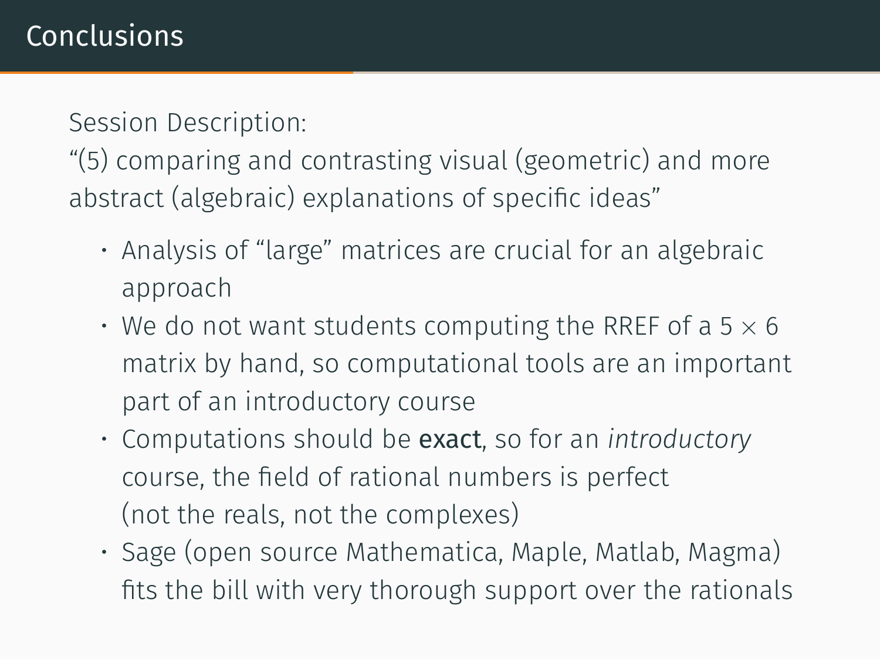# Conclusions

Session Description:
“(5) comparing and contrasting visual (geometric) and more abstract (algebraic) explanations of specific ideas”

- Analysis of “large” matrices are crucial for an algebraic approach
- We do not want students computing the RREF of a $5 \times 6$ matrix by hand, so computational tools are an important part of an introductory course
- Computations should be **exact**, so for an *introductory* course, the field of rational numbers is perfect (not the reals, not the complexes)
- Sage (open source Mathematica, Maple, Matlab, Magma) fits the bill with very thorough support over the rationals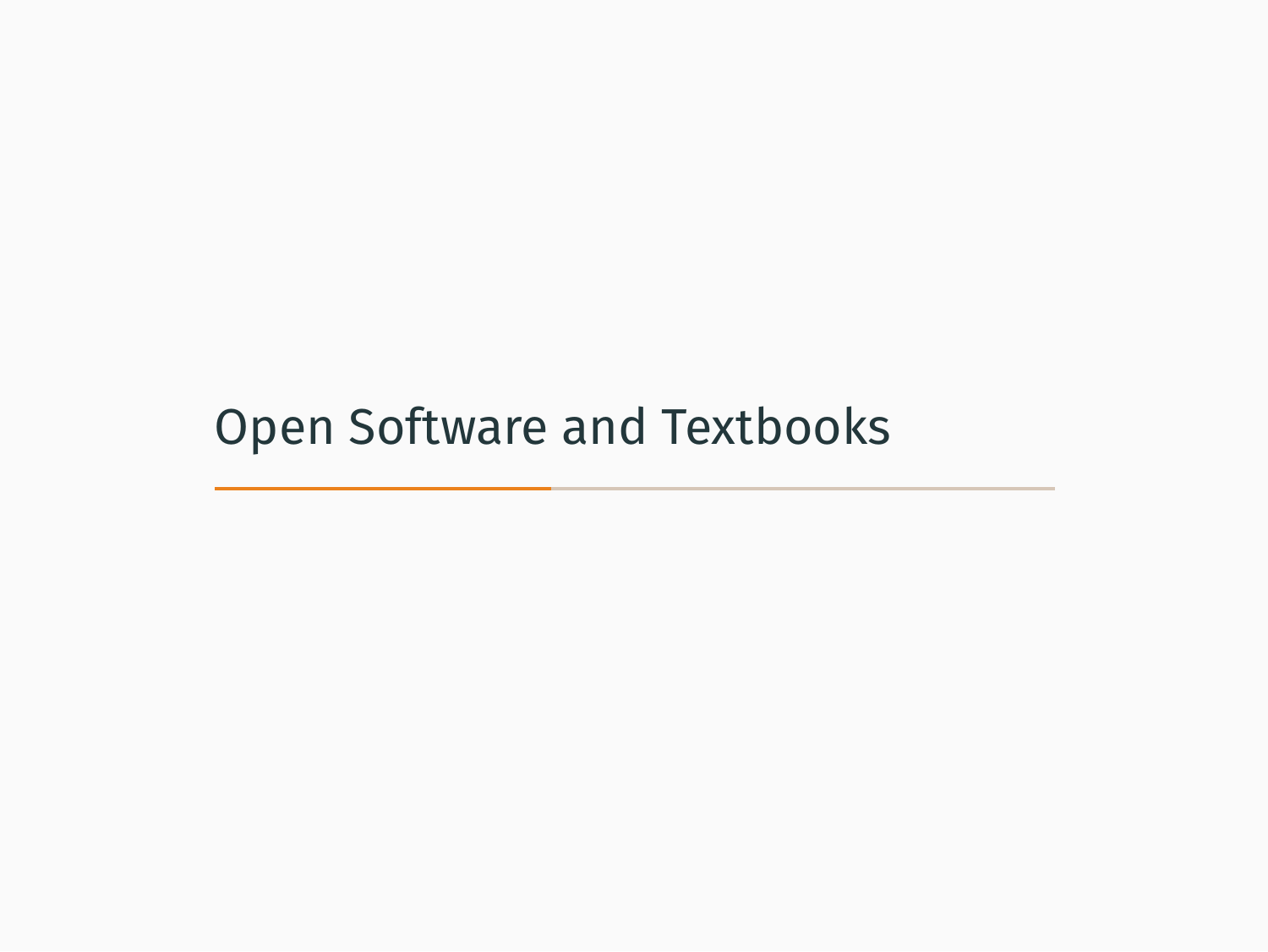# Open Software and Textbooks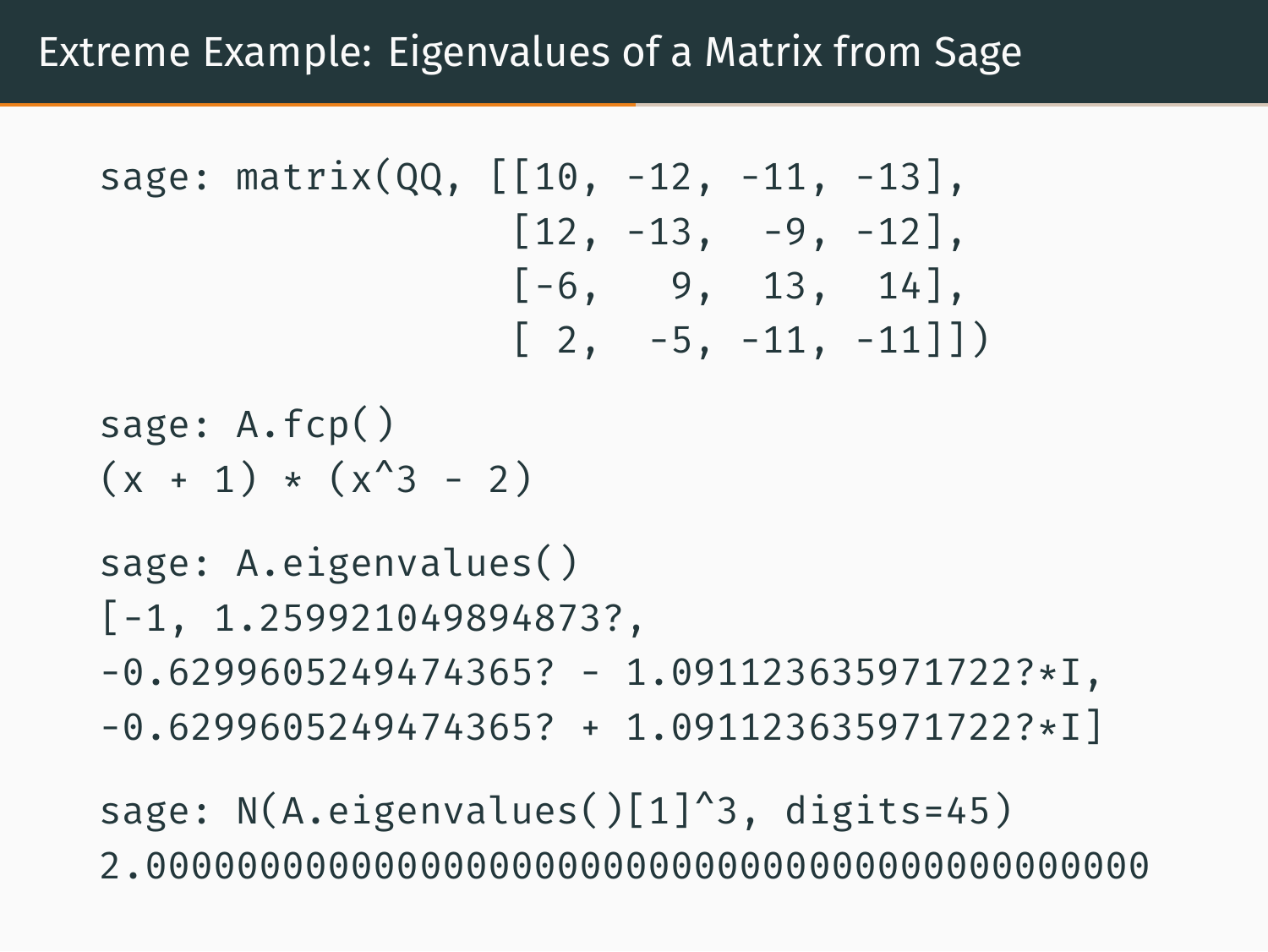# Extreme Example: Eigenvalues of a Matrix from Sage

```
sage: matrix(QQ, [[10, -12, -11, -13],
                  [12, -13,  -9, -12],
                  [-6,   9,  13,  14],
                  [ 2,  -5, -11, -11]])

sage: A.fcp()
(x + 1) * (x^3 - 2)

sage: A.eigenvalues()
[-1, 1.259921049894873?,
-0.6299605249474365? - 1.091123635971722?*I,
-0.6299605249474365? + 1.091123635971722?*I]

sage: N(A.eigenvalues()[1]^3, digits=45)
2.00000000000000000000000000000000000000000000
```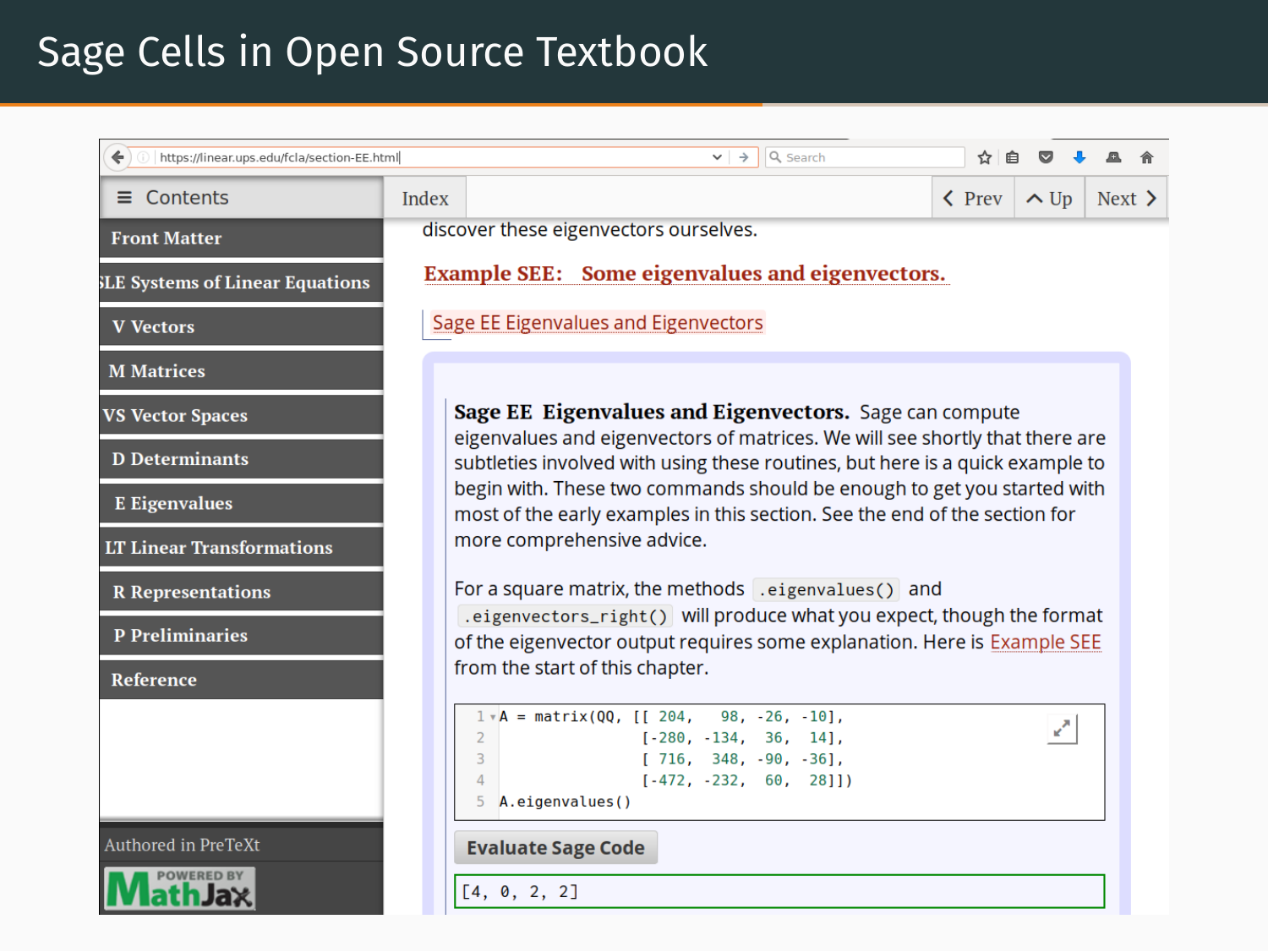# Sage Cells in Open Source Textbook

https://linear.ups.edu/fcla/section-EE.html

≡ Contents | Index | ‹ Prev | ^ Up | Next ›

- **Front Matter**
- **SLE Systems of Linear Equations**
- **V Vectors**
- **M Matrices**
- **VS Vector Spaces**
- **D Determinants**
- **E Eigenvalues**
- **LT Linear Transformations**
- **R Representations**
- **P Preliminaries**
- **Reference**

Authored in PreTeXt

POWERED BY MathJax

discover these eigenvectors ourselves.

**Example SEE: Some eigenvalues and eigenvectors.**

Sage EE Eigenvalues and Eigenvectors

**Sage EE Eigenvalues and Eigenvectors.** Sage can compute eigenvalues and eigenvectors of matrices. We will see shortly that there are subtleties involved with using these routines, but here is a quick example to begin with. These two commands should be enough to get you started with most of the early examples in this section. See the end of the section for more comprehensive advice.

For a square matrix, the methods `.eigenvalues()` and `.eigenvectors_right()` will produce what you expect, though the format of the eigenvector output requires some explanation. Here is Example SEE from the start of this chapter.

```
A = matrix(QQ, [[ 204,   98, -26, -10],
                [-280, -134,  36,  14],
                [ 716,  348, -90, -36],
                [-472, -232,  60,  28]])
A.eigenvalues()
```

Evaluate Sage Code

```
[4, 0, 2, 2]
```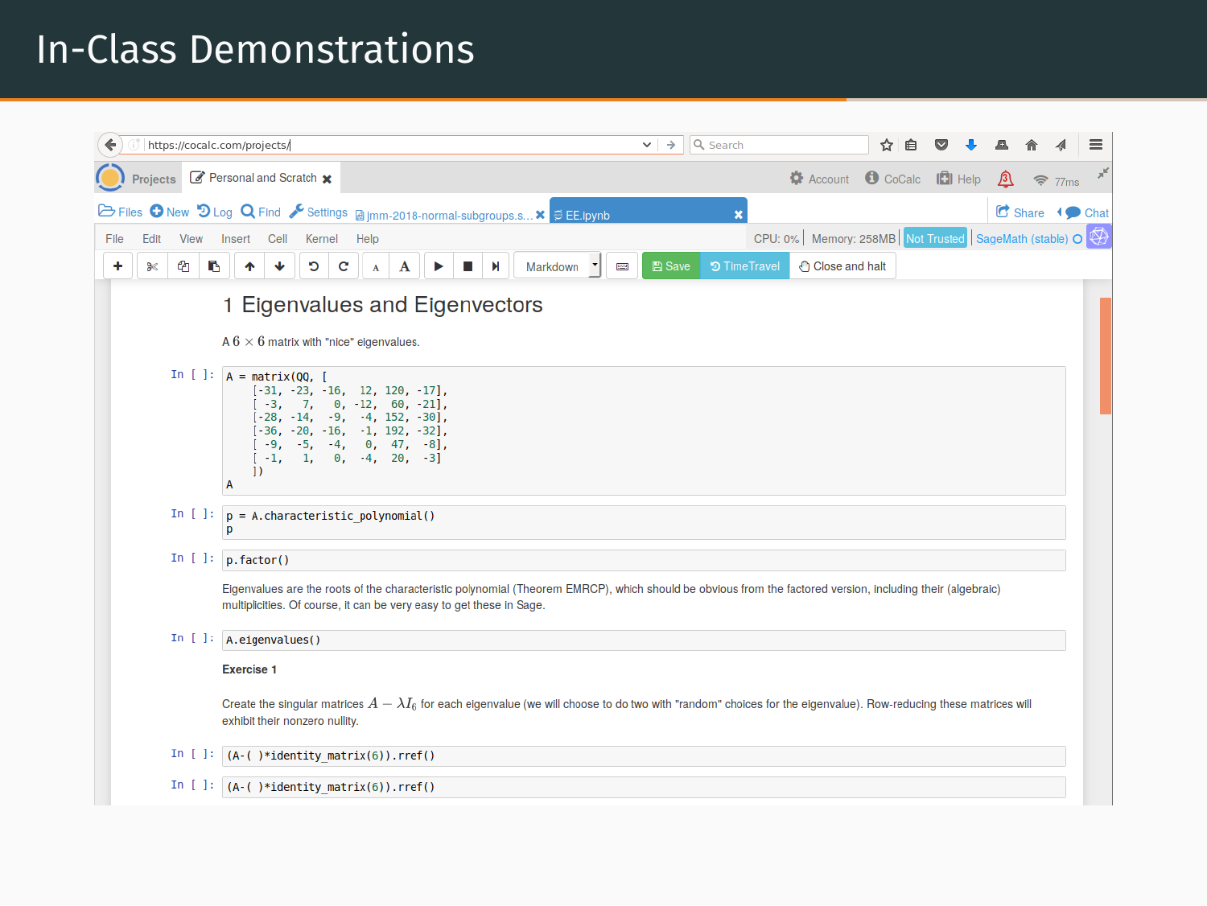# In-Class Demonstrations

## 1 Eigenvalues and Eigenvectors

A $6 \times 6$ matrix with "nice" eigenvalues.

In [ ]:
```
A = matrix(QQ, [
    [-31, -23, -16,  12, 120, -17],
    [ -3,   7,   0, -12,  60, -21],
    [-28, -14,  -9,  -4, 152, -30],
    [-36, -20, -16,  -1, 192, -32],
    [ -9,  -5,  -4,   0,  47,  -8],
    [ -1,   1,   0,  -4,  20,  -3]
    ])
A
```

In [ ]:
```
p = A.characteristic_polynomial()
p
```

In [ ]:
```
p.factor()
```

Eigenvalues are the roots of the characteristic polynomial (Theorem EMRCP), which should be obvious from the factored version, including their (algebraic) multiplicities. Of course, it can be very easy to get these in Sage.

In [ ]:
```
A.eigenvalues()
```

**Exercise 1**

Create the singular matrices $A - \lambda I_6$ for each eigenvalue (we will choose to do two with "random" choices for the eigenvalue). Row-reducing these matrices will exhibit their nonzero nullity.

In [ ]:
```
(A-( )*identity_matrix(6)).rref()
```

In [ ]:
```
(A-( )*identity_matrix(6)).rref()
```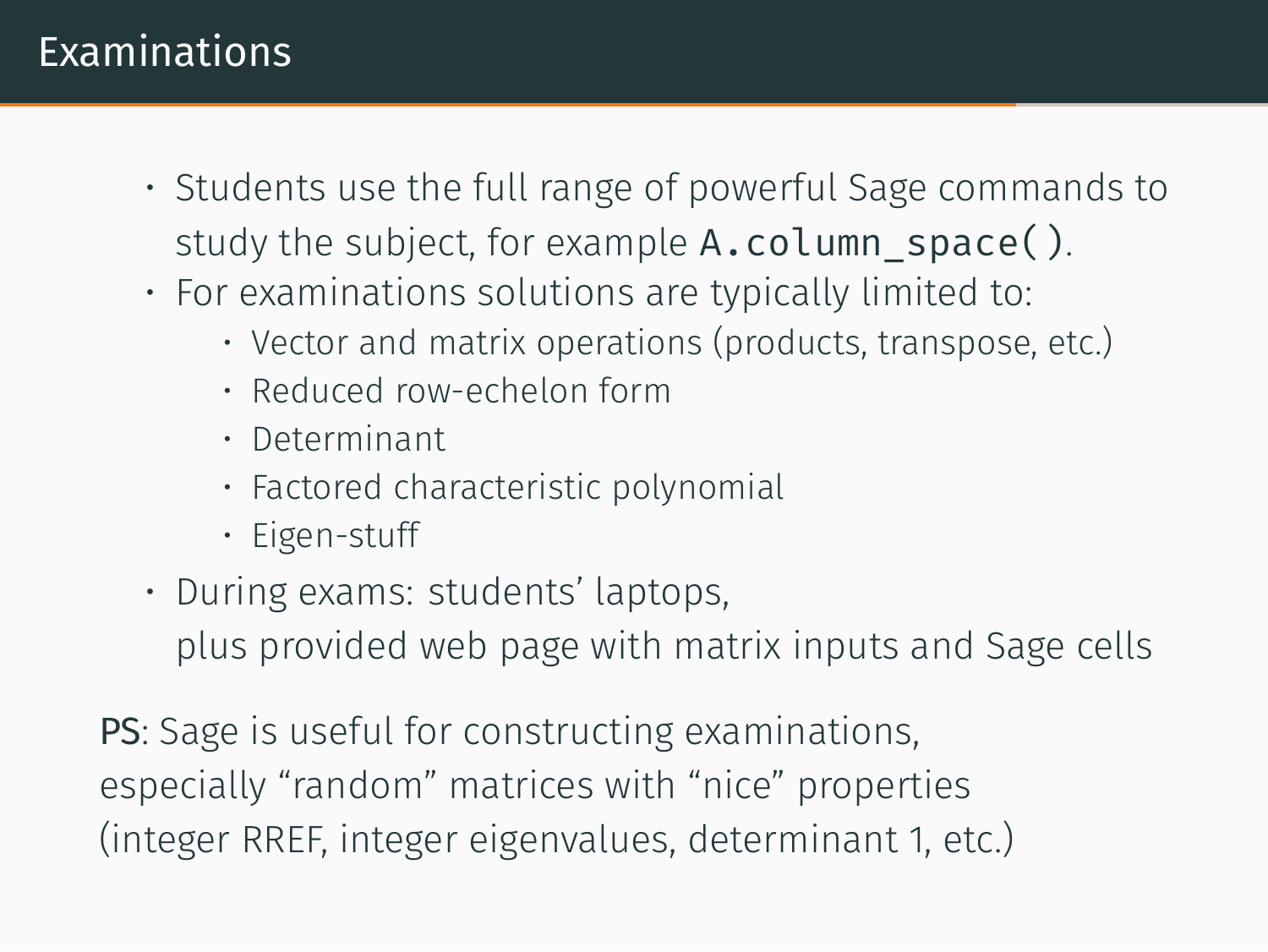# Examinations

- Students use the full range of powerful Sage commands to study the subject, for example `A.column_space()`.
- For examinations solutions are typically limited to:
  - Vector and matrix operations (products, transpose, etc.)
  - Reduced row-echelon form
  - Determinant
  - Factored characteristic polynomial
  - Eigen-stuff
- During exams: students' laptops,
  plus provided web page with matrix inputs and Sage cells

PS: Sage is useful for constructing examinations,
especially "random" matrices with "nice" properties
(integer RREF, integer eigenvalues, determinant 1, etc.)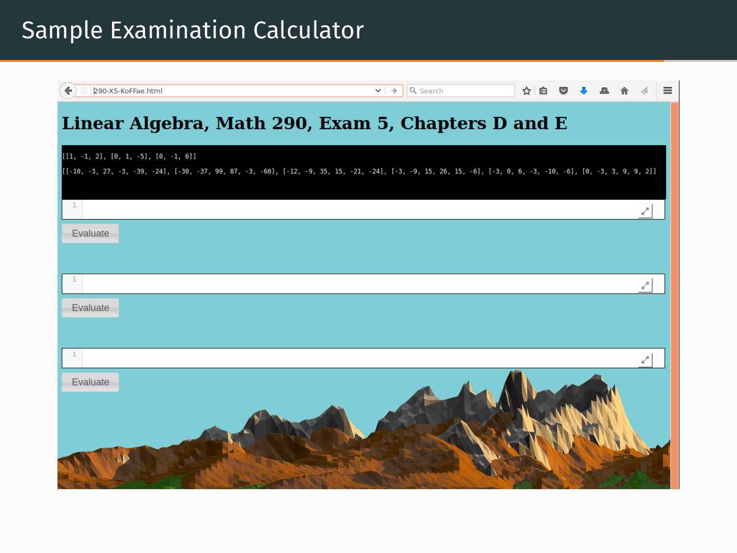# Sample Examination Calculator

290-X5-KoFFae.html

## Linear Algebra, Math 290, Exam 5, Chapters D and E

```
[[1, -1, 2], [0, 1, -5], [0, -1, 6]]

[[-10, -3, 27, -3, -39, -24], [-30, -37, 99, 87, -3, -60], [-12, -9, 35, 15, -21, -24], [-3, -9, 15, 26, 15, -6], [-3, 0, 6, -3, -10, -6], [0, -3, 3, 9, 9, 2]]
```

Evaluate

Evaluate

Evaluate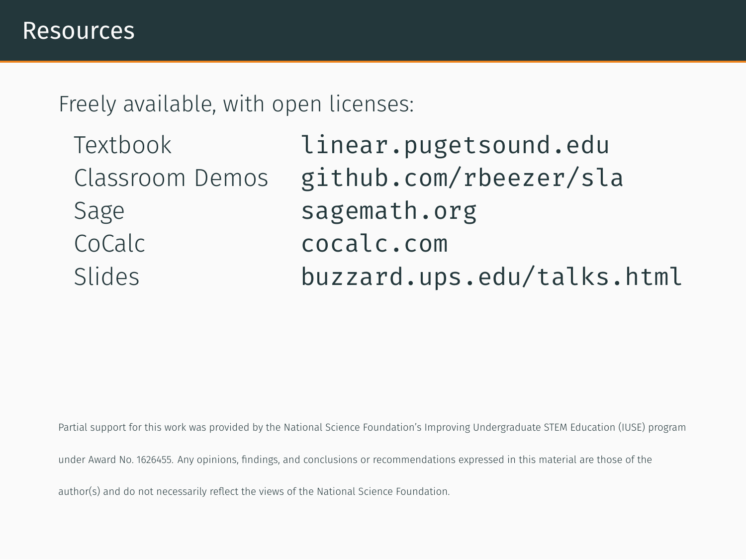# Resources

Freely available, with open licenses:

| | |
|---|---|
| Textbook | `linear.pugetsound.edu` |
| Classroom Demos | `github.com/rbeezer/sla` |
| Sage | `sagemath.org` |
| CoCalc | `cocalc.com` |
| Slides | `buzzard.ups.edu/talks.html` |

Partial support for this work was provided by the National Science Foundation's Improving Undergraduate STEM Education (IUSE) program under Award No. 1626455. Any opinions, findings, and conclusions or recommendations expressed in this material are those of the author(s) and do not necessarily reflect the views of the National Science Foundation.